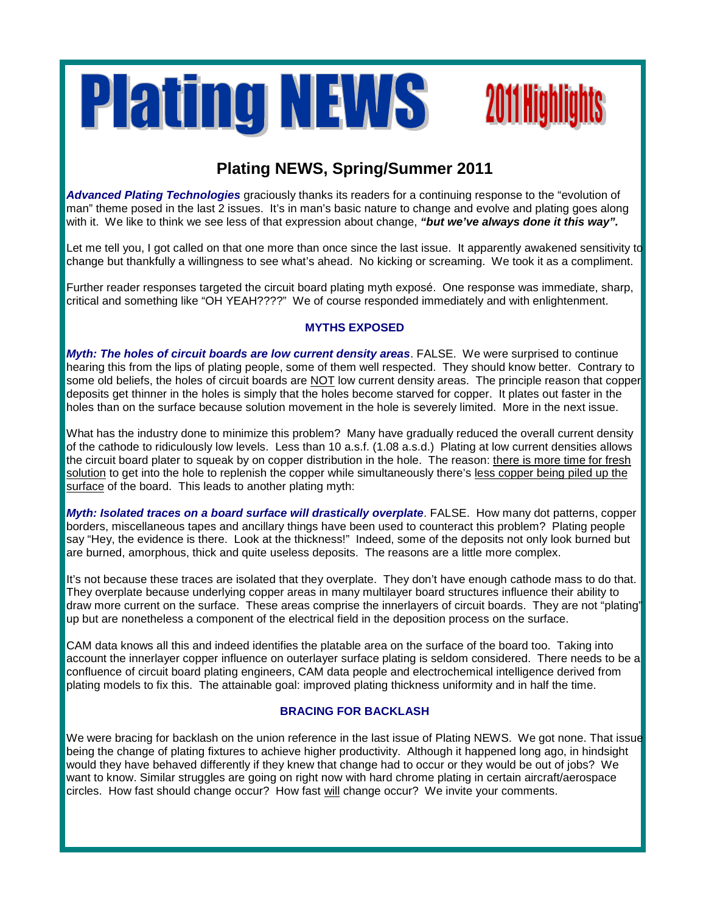# Plating NEWS 2011 Highlights

## Plating NEWS, Spring/Summer 2011

***Advanced Plating Technologies*** graciously thanks its readers for a continuing response to the "evolution of man" theme posed in the last 2 issues. It's in man's basic nature to change and evolve and plating goes along with it. We like to think we see less of that expression about change, ***"but we've always done it this way".***

Let me tell you, I got called on that one more than once since the last issue. It apparently awakened sensitivity to change but thankfully a willingness to see what's ahead. No kicking or screaming. We took it as a compliment.

Further reader responses targeted the circuit board plating myth exposé. One response was immediate, sharp, critical and something like "OH YEAH????" We of course responded immediately and with enlightenment.

### MYTHS EXPOSED

***Myth: The holes of circuit boards are low current density areas***. FALSE. We were surprised to continue hearing this from the lips of plating people, some of them well respected. They should know better. Contrary to some old beliefs, the holes of circuit boards are <u>NOT</u> low current density areas. The principle reason that copper deposits get thinner in the holes is simply that the holes become starved for copper. It plates out faster in the holes than on the surface because solution movement in the hole is severely limited. More in the next issue.

What has the industry done to minimize this problem? Many have gradually reduced the overall current density of the cathode to ridiculously low levels. Less than 10 a.s.f. (1.08 a.s.d.) Plating at low current densities allows the circuit board plater to squeak by on copper distribution in the hole. The reason: <u>there is more time for fresh solution</u> to get into the hole to replenish the copper while simultaneously there's <u>less copper being piled up the surface</u> of the board. This leads to another plating myth:

***Myth: Isolated traces on a board surface will drastically overplate***. FALSE. How many dot patterns, copper borders, miscellaneous tapes and ancillary things have been used to counteract this problem? Plating people say "Hey, the evidence is there. Look at the thickness!" Indeed, some of the deposits not only look burned but are burned, amorphous, thick and quite useless deposits. The reasons are a little more complex.

It's not because these traces are isolated that they overplate. They don't have enough cathode mass to do that. They overplate because underlying copper areas in many multilayer board structures influence their ability to draw more current on the surface. These areas comprise the innerlayers of circuit boards. They are not "plating" up but are nonetheless a component of the electrical field in the deposition process on the surface.

CAM data knows all this and indeed identifies the platable area on the surface of the board too. Taking into account the innerlayer copper influence on outerlayer surface plating is seldom considered. There needs to be a confluence of circuit board plating engineers, CAM data people and electrochemical intelligence derived from plating models to fix this. The attainable goal: improved plating thickness uniformity and in half the time.

### BRACING FOR BACKLASH

We were bracing for backlash on the union reference in the last issue of Plating NEWS. We got none. That issue being the change of plating fixtures to achieve higher productivity. Although it happened long ago, in hindsight would they have behaved differently if they knew that change had to occur or they would be out of jobs? We want to know. Similar struggles are going on right now with hard chrome plating in certain aircraft/aerospace circles. How fast should change occur? How fast <u>will</u> change occur? We invite your comments.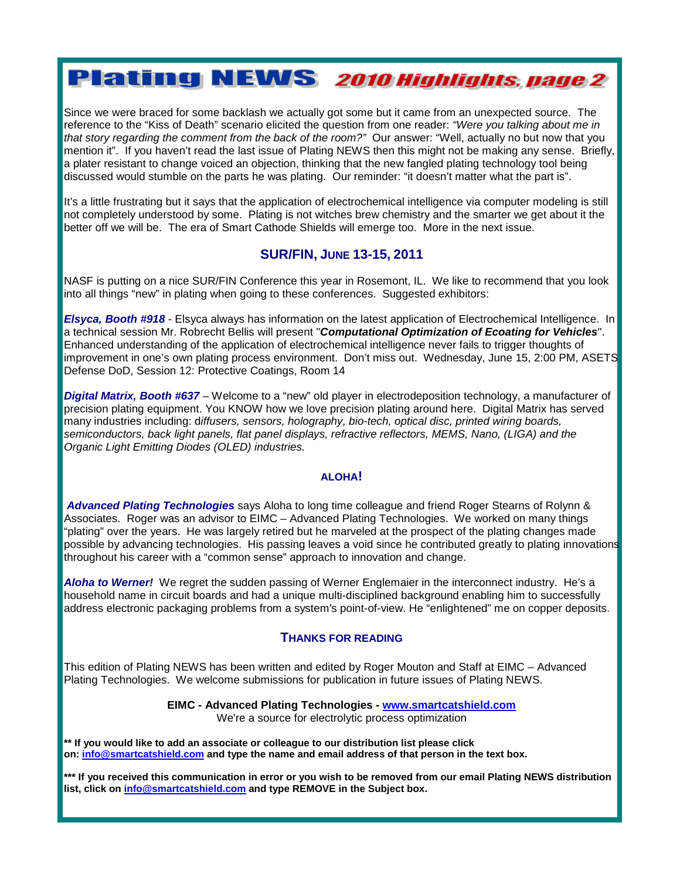# Plating NEWS *2010 Highlights, page 2*

Since we were braced for some backlash we actually got some but it came from an unexpected source. The reference to the "Kiss of Death" scenario elicited the question from one reader: *"Were you talking about me in that story regarding the comment from the back of the room?"* Our answer: "Well, actually no but now that you mention it". If you haven't read the last issue of Plating NEWS then this might not be making any sense. Briefly, a plater resistant to change voiced an objection, thinking that the new fangled plating technology tool being discussed would stumble on the parts he was plating. Our reminder: "it doesn't matter what the part is".

It's a little frustrating but it says that the application of electrochemical intelligence via computer modeling is still not completely understood by some. Plating is not witches brew chemistry and the smarter we get about it the better off we will be. The era of Smart Cathode Shields will emerge too. More in the next issue.

## SUR/FIN, JUNE 13-15, 2011

NASF is putting on a nice SUR/FIN Conference this year in Rosemont, IL. We like to recommend that you look into all things "new" in plating when going to these conferences. Suggested exhibitors:

***Elsyca, Booth #918*** - Elsyca always has information on the latest application of Electrochemical Intelligence. In a technical session Mr. Robrecht Bellis will present "***Computational Optimization of Ecoating for Vehicles***". Enhanced understanding of the application of electrochemical intelligence never fails to trigger thoughts of improvement in one's own plating process environment. Don't miss out. Wednesday, June 15, 2:00 PM, ASETS Defense DoD, Session 12: Protective Coatings, Room 14

***Digital Matrix, Booth #637*** – Welcome to a "new" old player in electrodeposition technology, a manufacturer of precision plating equipment. You KNOW how we love precision plating around here. Digital Matrix has served many industries including: d*iffusers, sensors, holography, bio-tech, optical disc, printed wiring boards, semiconductors, back light panels, flat panel displays, refractive reflectors, MEMS, Nano, (LIGA) and the Organic Light Emitting Diodes (OLED) industries.*

### ALOHA!

***Advanced Plating Technologies*** says Aloha to long time colleague and friend Roger Stearns of Rolynn & Associates. Roger was an advisor to EIMC – Advanced Plating Technologies. We worked on many things "plating" over the years. He was largely retired but he marveled at the prospect of the plating changes made possible by advancing technologies. His passing leaves a void since he contributed greatly to plating innovations throughout his career with a "common sense" approach to innovation and change.

***Aloha to Werner!*** We regret the sudden passing of Werner Englemaier in the interconnect industry. He's a household name in circuit boards and had a unique multi-disciplined background enabling him to successfully address electronic packaging problems from a system's point-of-view. He "enlightened" me on copper deposits.

### THANKS FOR READING

This edition of Plating NEWS has been written and edited by Roger Mouton and Staff at EIMC – Advanced Plating Technologies. We welcome submissions for publication in future issues of Plating NEWS.

**EIMC - Advanced Plating Technologies - www.smartcatshield.com**
We're a source for electrolytic process optimization

**** If you would like to add an associate or colleague to our distribution list please click on: info@smartcatshield.com and type the name and email address of that person in the text box.**

***** If you received this communication in error or you wish to be removed from our email Plating NEWS distribution list, click on info@smartcatshield.com and type REMOVE in the Subject box.**